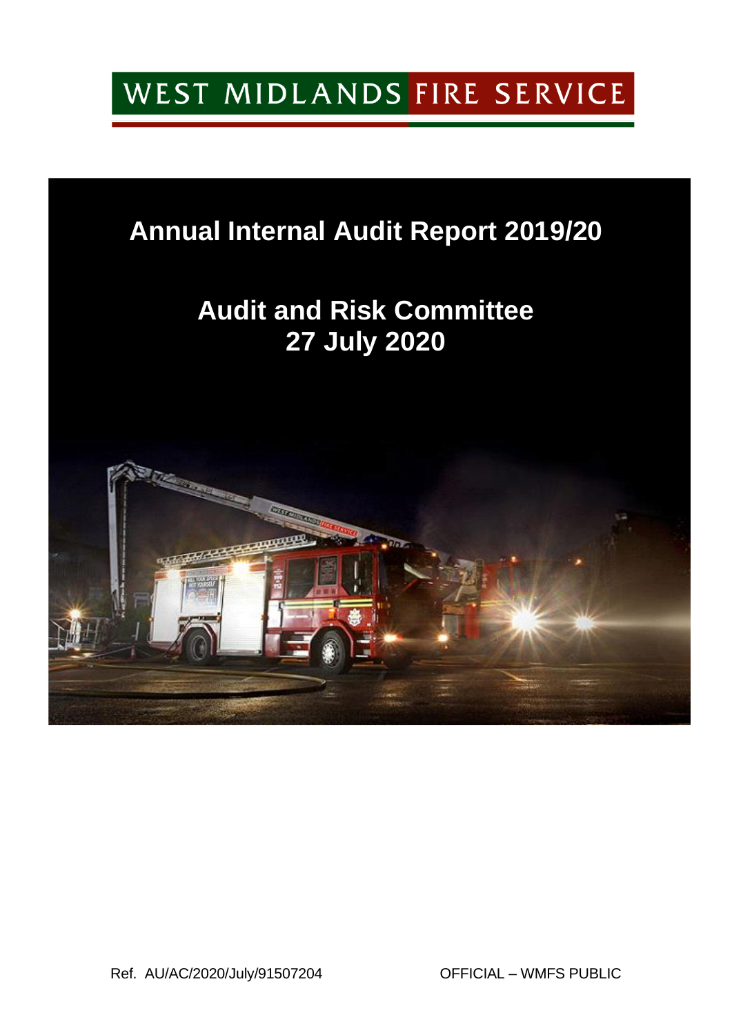WEST MIDLANDS FIRE SERVICE

# Annual Internal Audit Report 2019/20

## Audit and Risk Committee
## 27 July 2020

Ref. AU/AC/2020/July/91507204

OFFICIAL – WMFS PUBLIC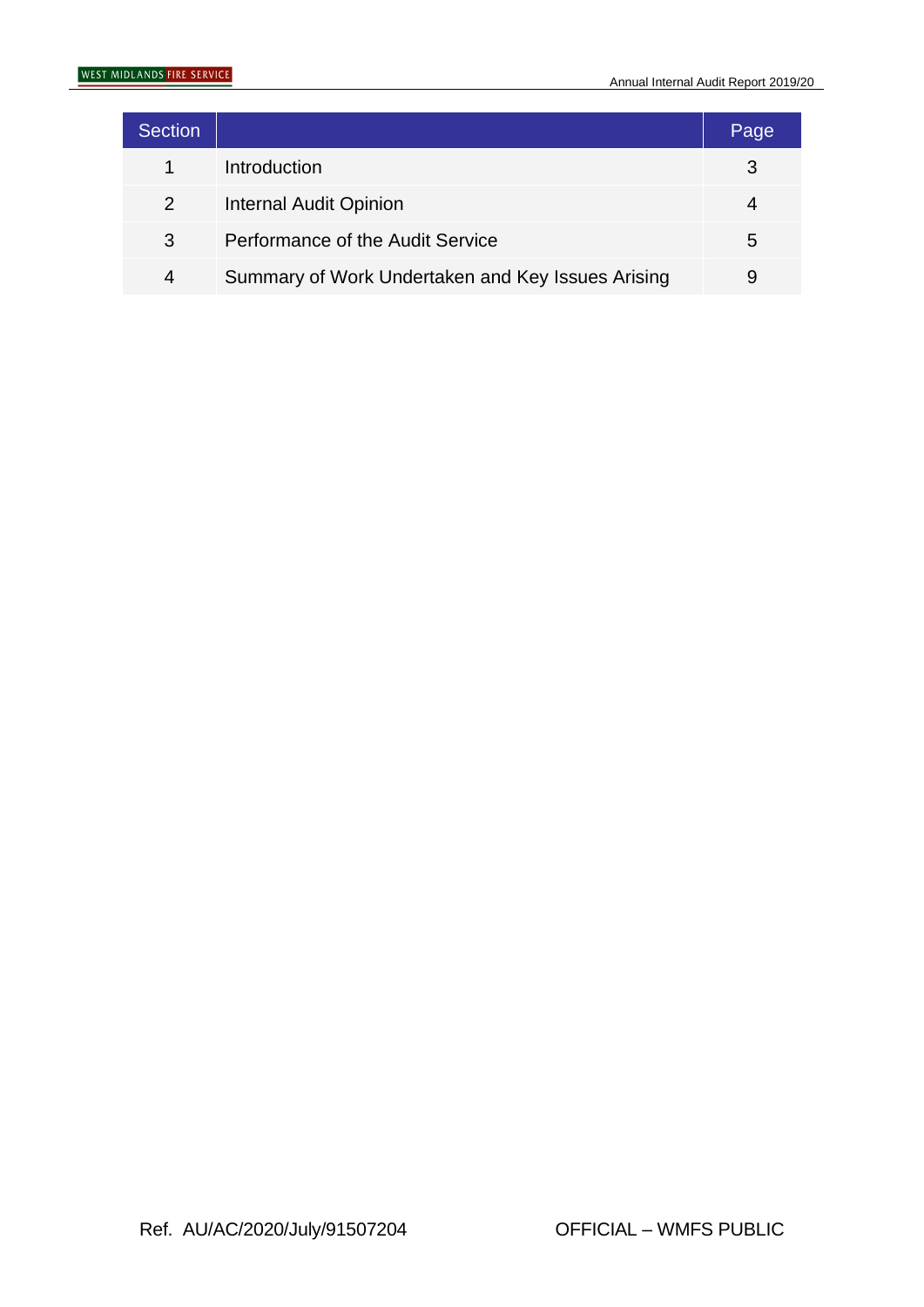| Section | | Page |
|---|---|---|
| 1 | Introduction | 3 |
| 2 | Internal Audit Opinion | 4 |
| 3 | Performance of the Audit Service | 5 |
| 4 | Summary of Work Undertaken and Key Issues Arising | 9 |

Ref. AU/AC/2020/July/91507204

OFFICIAL – WMFS PUBLIC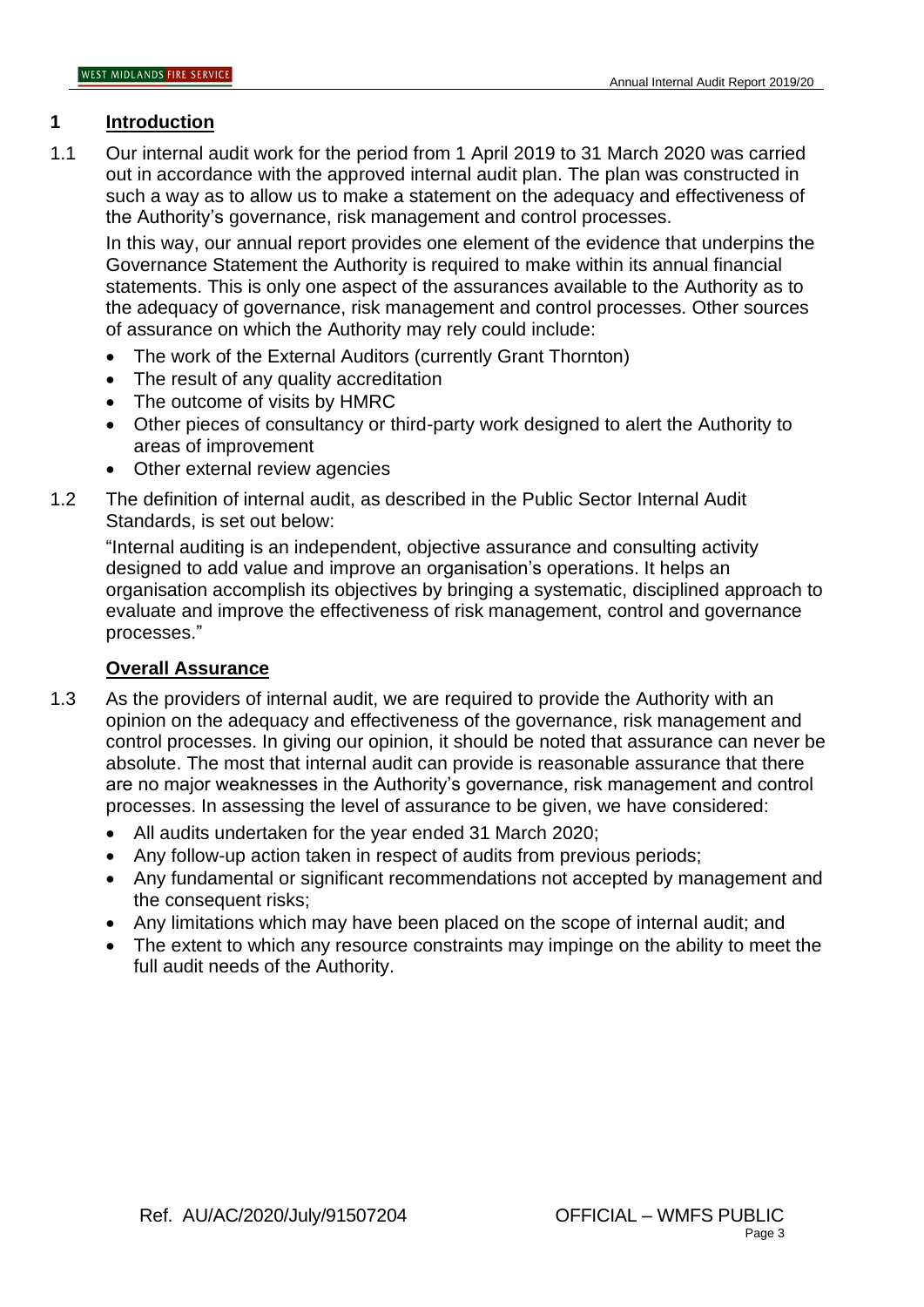## 1 Introduction

1.1 Our internal audit work for the period from 1 April 2019 to 31 March 2020 was carried out in accordance with the approved internal audit plan. The plan was constructed in such a way as to allow us to make a statement on the adequacy and effectiveness of the Authority's governance, risk management and control processes.

In this way, our annual report provides one element of the evidence that underpins the Governance Statement the Authority is required to make within its annual financial statements. This is only one aspect of the assurances available to the Authority as to the adequacy of governance, risk management and control processes. Other sources of assurance on which the Authority may rely could include:

- The work of the External Auditors (currently Grant Thornton)
- The result of any quality accreditation
- The outcome of visits by HMRC
- Other pieces of consultancy or third-party work designed to alert the Authority to areas of improvement
- Other external review agencies

1.2 The definition of internal audit, as described in the Public Sector Internal Audit Standards, is set out below:

"Internal auditing is an independent, objective assurance and consulting activity designed to add value and improve an organisation's operations. It helps an organisation accomplish its objectives by bringing a systematic, disciplined approach to evaluate and improve the effectiveness of risk management, control and governance processes."

### Overall Assurance

1.3 As the providers of internal audit, we are required to provide the Authority with an opinion on the adequacy and effectiveness of the governance, risk management and control processes. In giving our opinion, it should be noted that assurance can never be absolute. The most that internal audit can provide is reasonable assurance that there are no major weaknesses in the Authority's governance, risk management and control processes. In assessing the level of assurance to be given, we have considered:

- All audits undertaken for the year ended 31 March 2020;
- Any follow-up action taken in respect of audits from previous periods;
- Any fundamental or significant recommendations not accepted by management and the consequent risks;
- Any limitations which may have been placed on the scope of internal audit; and
- The extent to which any resource constraints may impinge on the ability to meet the full audit needs of the Authority.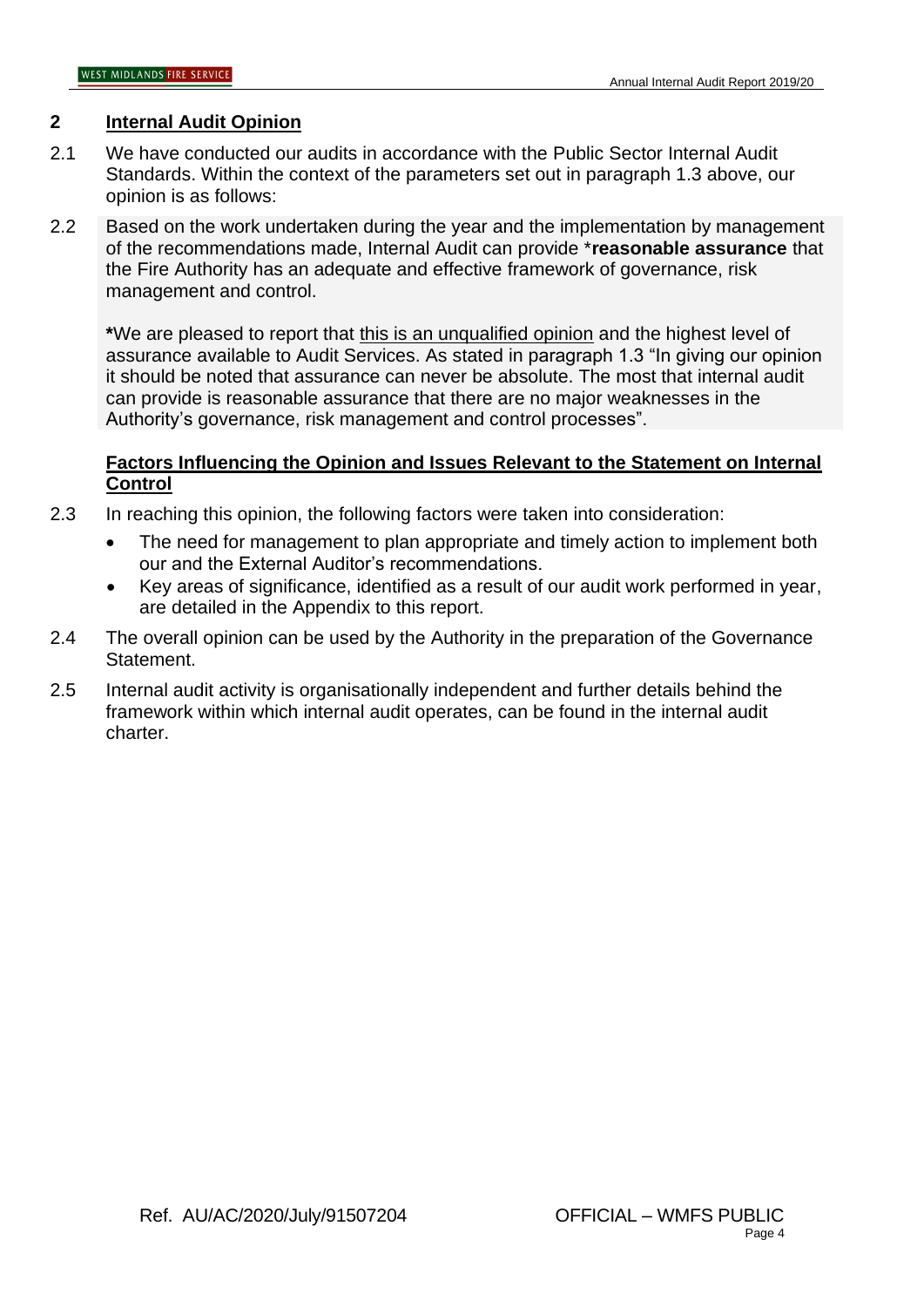## 2 Internal Audit Opinion

2.1 We have conducted our audits in accordance with the Public Sector Internal Audit Standards. Within the context of the parameters set out in paragraph 1.3 above, our opinion is as follows:

2.2 Based on the work undertaken during the year and the implementation by management of the recommendations made, Internal Audit can provide ***reasonable assurance** that the Fire Authority has an adequate and effective framework of governance, risk management and control.

**\***We are pleased to report that this is an unqualified opinion and the highest level of assurance available to Audit Services. As stated in paragraph 1.3 "In giving our opinion it should be noted that assurance can never be absolute. The most that internal audit can provide is reasonable assurance that there are no major weaknesses in the Authority's governance, risk management and control processes".

### Factors Influencing the Opinion and Issues Relevant to the Statement on Internal Control

2.3 In reaching this opinion, the following factors were taken into consideration:

- The need for management to plan appropriate and timely action to implement both our and the External Auditor's recommendations.
- Key areas of significance, identified as a result of our audit work performed in year, are detailed in the Appendix to this report.

2.4 The overall opinion can be used by the Authority in the preparation of the Governance Statement.

2.5 Internal audit activity is organisationally independent and further details behind the framework within which internal audit operates, can be found in the internal audit charter.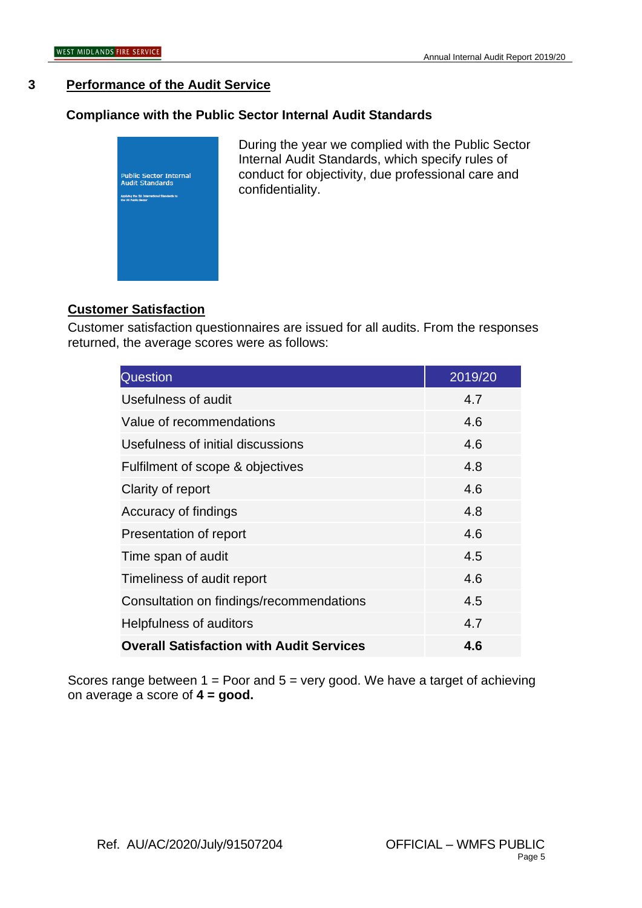## 3 Performance of the Audit Service

### Compliance with the Public Sector Internal Audit Standards

During the year we complied with the Public Sector Internal Audit Standards, which specify rules of conduct for objectivity, due professional care and confidentiality.

### Customer Satisfaction

Customer satisfaction questionnaires are issued for all audits. From the responses returned, the average scores were as follows:

| Question | 2019/20 |
|---|---|
| Usefulness of audit | 4.7 |
| Value of recommendations | 4.6 |
| Usefulness of initial discussions | 4.6 |
| Fulfilment of scope & objectives | 4.8 |
| Clarity of report | 4.6 |
| Accuracy of findings | 4.8 |
| Presentation of report | 4.6 |
| Time span of audit | 4.5 |
| Timeliness of audit report | 4.6 |
| Consultation on findings/recommendations | 4.5 |
| Helpfulness of auditors | 4.7 |
| **Overall Satisfaction with Audit Services** | **4.6** |

Scores range between 1 = Poor and 5 = very good. We have a target of achieving on average a score of **4 = good.**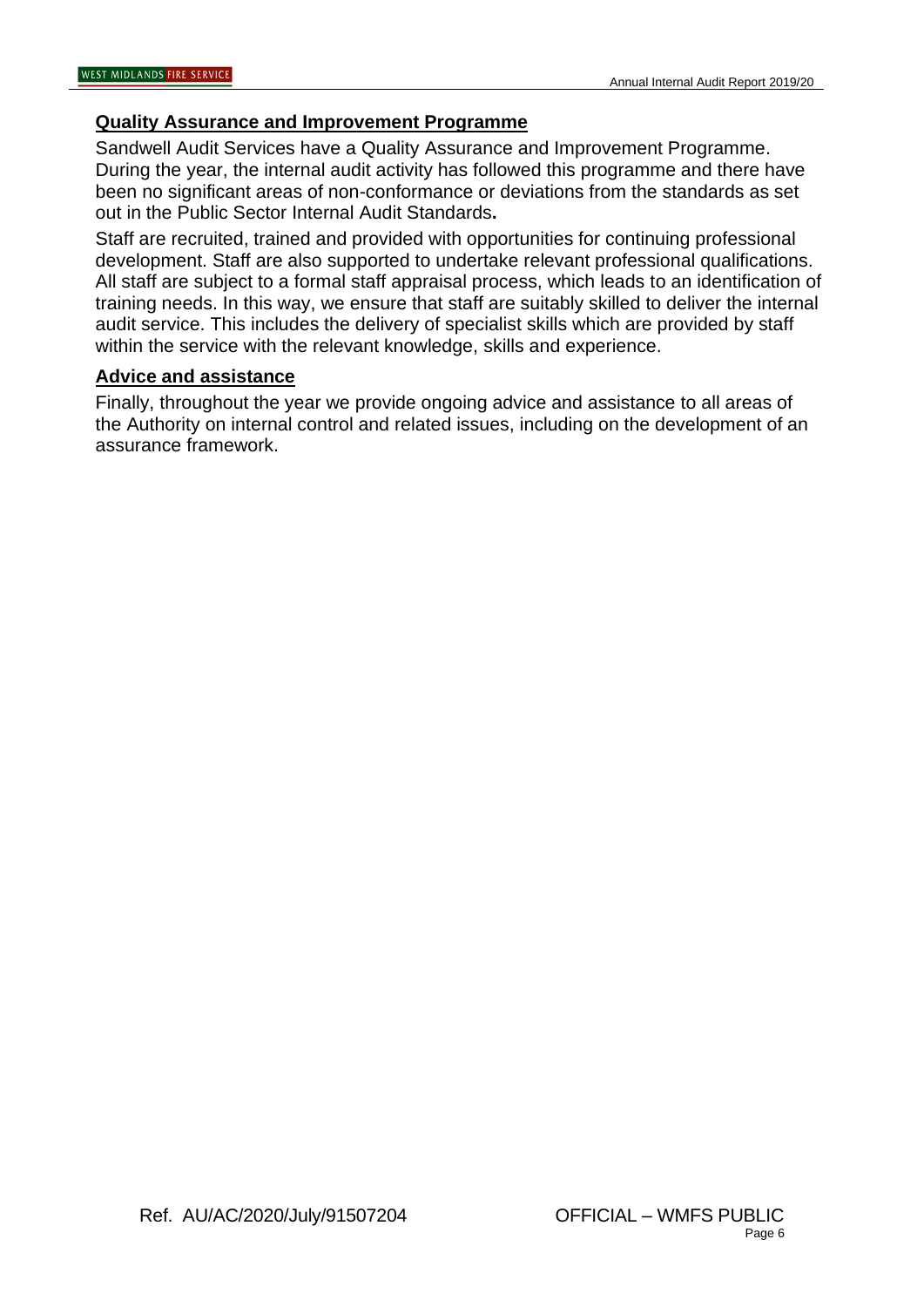## Quality Assurance and Improvement Programme

Sandwell Audit Services have a Quality Assurance and Improvement Programme. During the year, the internal audit activity has followed this programme and there have been no significant areas of non-conformance or deviations from the standards as set out in the Public Sector Internal Audit Standards**.**

Staff are recruited, trained and provided with opportunities for continuing professional development. Staff are also supported to undertake relevant professional qualifications. All staff are subject to a formal staff appraisal process, which leads to an identification of training needs. In this way, we ensure that staff are suitably skilled to deliver the internal audit service. This includes the delivery of specialist skills which are provided by staff within the service with the relevant knowledge, skills and experience.

## Advice and assistance

Finally, throughout the year we provide ongoing advice and assistance to all areas of the Authority on internal control and related issues, including on the development of an assurance framework.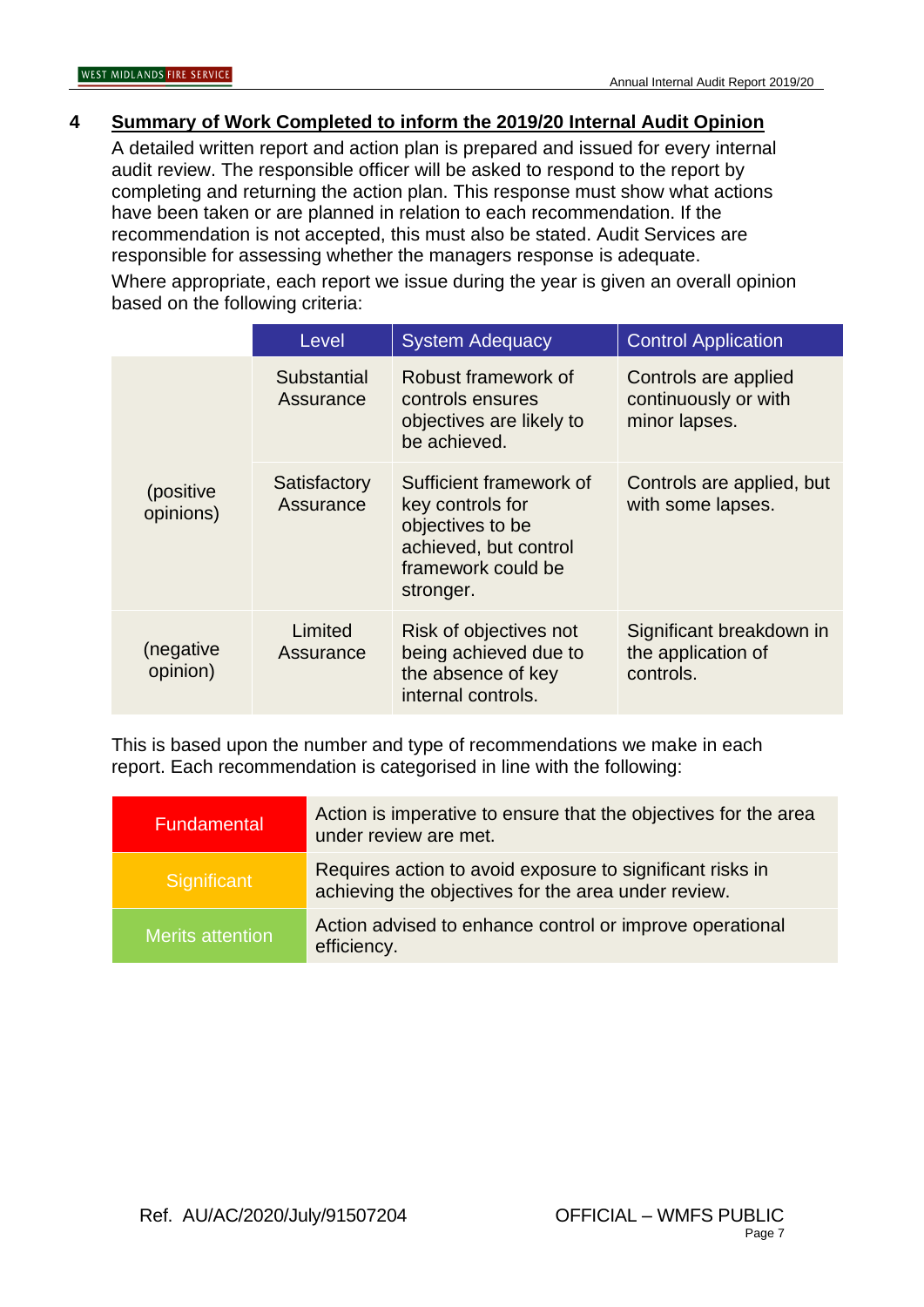## 4 Summary of Work Completed to inform the 2019/20 Internal Audit Opinion

A detailed written report and action plan is prepared and issued for every internal audit review. The responsible officer will be asked to respond to the report by completing and returning the action plan. This response must show what actions have been taken or are planned in relation to each recommendation. If the recommendation is not accepted, this must also be stated. Audit Services are responsible for assessing whether the managers response is adequate.

Where appropriate, each report we issue during the year is given an overall opinion based on the following criteria:

| | Level | System Adequacy | Control Application |
|---|---|---|---|
| (positive opinions) | Substantial Assurance | Robust framework of controls ensures objectives are likely to be achieved. | Controls are applied continuously or with minor lapses. |
| | Satisfactory Assurance | Sufficient framework of key controls for objectives to be achieved, but control framework could be stronger. | Controls are applied, but with some lapses. |
| (negative opinion) | Limited Assurance | Risk of objectives not being achieved due to the absence of key internal controls. | Significant breakdown in the application of controls. |

This is based upon the number and type of recommendations we make in each report. Each recommendation is categorised in line with the following:

| | |
|---|---|
| Fundamental | Action is imperative to ensure that the objectives for the area under review are met. |
| Significant | Requires action to avoid exposure to significant risks in achieving the objectives for the area under review. |
| Merits attention | Action advised to enhance control or improve operational efficiency. |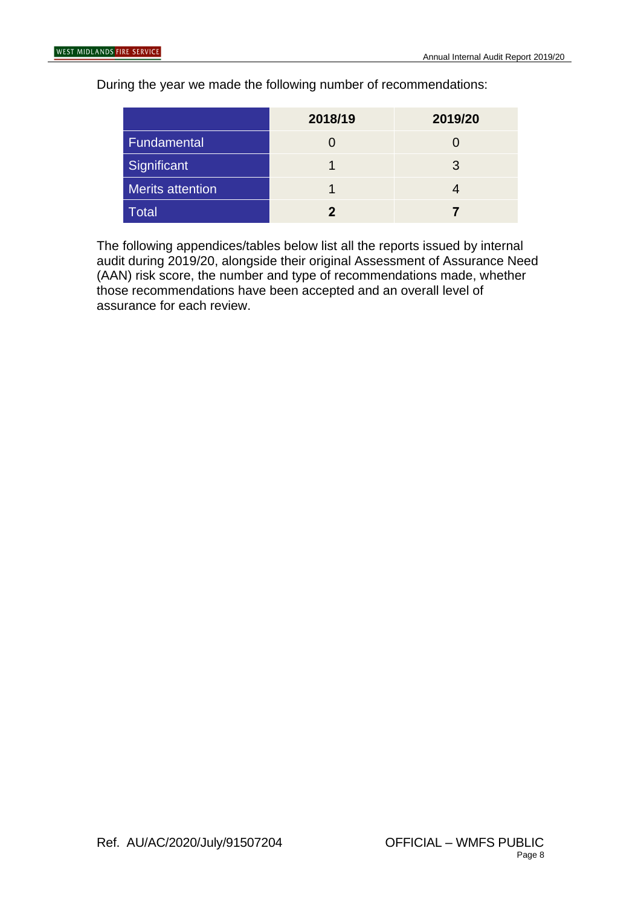During the year we made the following number of recommendations:

| | 2018/19 | 2019/20 |
|---|---|---|
| Fundamental | 0 | 0 |
| Significant | 1 | 3 |
| Merits attention | 1 | 4 |
| Total | **2** | **7** |

The following appendices/tables below list all the reports issued by internal audit during 2019/20, alongside their original Assessment of Assurance Need (AAN) risk score, the number and type of recommendations made, whether those recommendations have been accepted and an overall level of assurance for each review.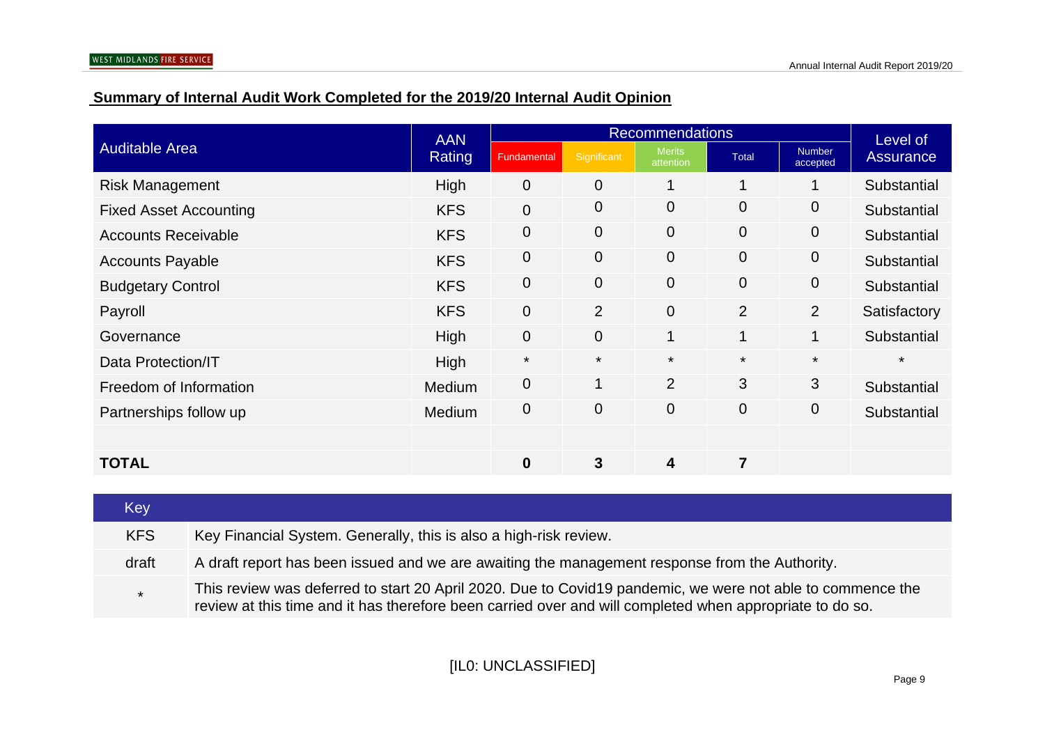## Summary of Internal Audit Work Completed for the 2019/20 Internal Audit Opinion

| Auditable Area | AAN Rating | Recommendations | | | | | Level of Assurance |
|---|---|---|---|---|---|---|---|
| | | Fundamental | Significant | Merits attention | Total | Number accepted | |
| Risk Management | High | 0 | 0 | 1 | 1 | 1 | Substantial |
| Fixed Asset Accounting | KFS | 0 | 0 | 0 | 0 | 0 | Substantial |
| Accounts Receivable | KFS | 0 | 0 | 0 | 0 | 0 | Substantial |
| Accounts Payable | KFS | 0 | 0 | 0 | 0 | 0 | Substantial |
| Budgetary Control | KFS | 0 | 0 | 0 | 0 | 0 | Substantial |
| Payroll | KFS | 0 | 2 | 0 | 2 | 2 | Satisfactory |
| Governance | High | 0 | 0 | 1 | 1 | 1 | Substantial |
| Data Protection/IT | High | * | * | * | * | * | * |
| Freedom of Information | Medium | 0 | 1 | 2 | 3 | 3 | Substantial |
| Partnerships follow up | Medium | 0 | 0 | 0 | 0 | 0 | Substantial |
| | | | | | | | |
| **TOTAL** | | **0** | **3** | **4** | **7** | | |

| Key | |
|---|---|
| KFS | Key Financial System. Generally, this is also a high-risk review. |
| draft | A draft report has been issued and we are awaiting the management response from the Authority. |
| * | This review was deferred to start 20 April 2020. Due to Covid19 pandemic, we were not able to commence the review at this time and it has therefore been carried over and will completed when appropriate to do so. |

[IL0: UNCLASSIFIED]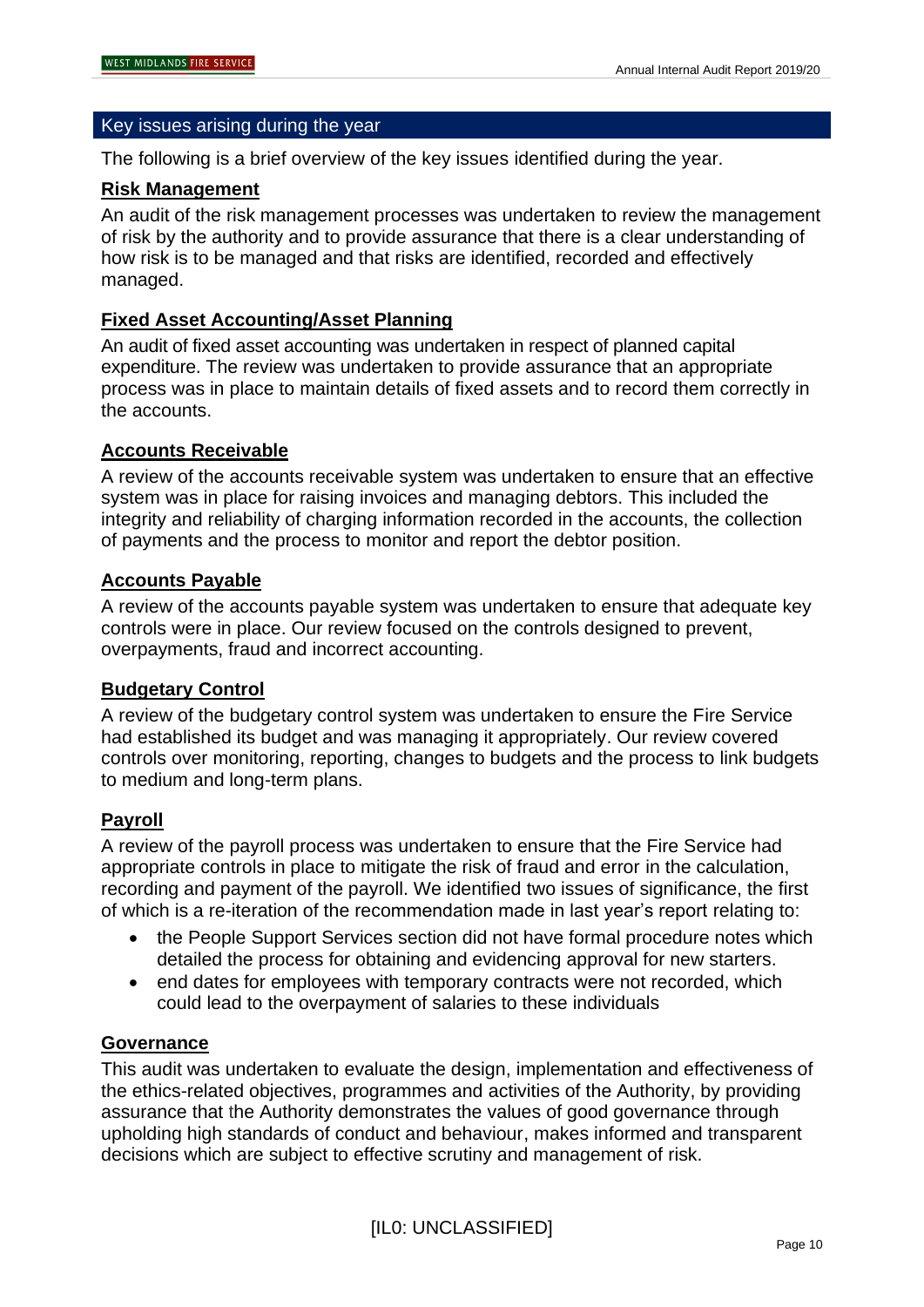## Key issues arising during the year

The following is a brief overview of the key issues identified during the year.

### Risk Management

An audit of the risk management processes was undertaken to review the management of risk by the authority and to provide assurance that there is a clear understanding of how risk is to be managed and that risks are identified, recorded and effectively managed.

### Fixed Asset Accounting/Asset Planning

An audit of fixed asset accounting was undertaken in respect of planned capital expenditure. The review was undertaken to provide assurance that an appropriate process was in place to maintain details of fixed assets and to record them correctly in the accounts.

### Accounts Receivable

A review of the accounts receivable system was undertaken to ensure that an effective system was in place for raising invoices and managing debtors. This included the integrity and reliability of charging information recorded in the accounts, the collection of payments and the process to monitor and report the debtor position.

### Accounts Payable

A review of the accounts payable system was undertaken to ensure that adequate key controls were in place. Our review focused on the controls designed to prevent, overpayments, fraud and incorrect accounting.

### Budgetary Control

A review of the budgetary control system was undertaken to ensure the Fire Service had established its budget and was managing it appropriately. Our review covered controls over monitoring, reporting, changes to budgets and the process to link budgets to medium and long-term plans.

### Payroll

A review of the payroll process was undertaken to ensure that the Fire Service had appropriate controls in place to mitigate the risk of fraud and error in the calculation, recording and payment of the payroll. We identified two issues of significance, the first of which is a re-iteration of the recommendation made in last year's report relating to:

- the People Support Services section did not have formal procedure notes which detailed the process for obtaining and evidencing approval for new starters.
- end dates for employees with temporary contracts were not recorded, which could lead to the overpayment of salaries to these individuals

### Governance

This audit was undertaken to evaluate the design, implementation and effectiveness of the ethics-related objectives, programmes and activities of the Authority, by providing assurance that the Authority demonstrates the values of good governance through upholding high standards of conduct and behaviour, makes informed and transparent decisions which are subject to effective scrutiny and management of risk.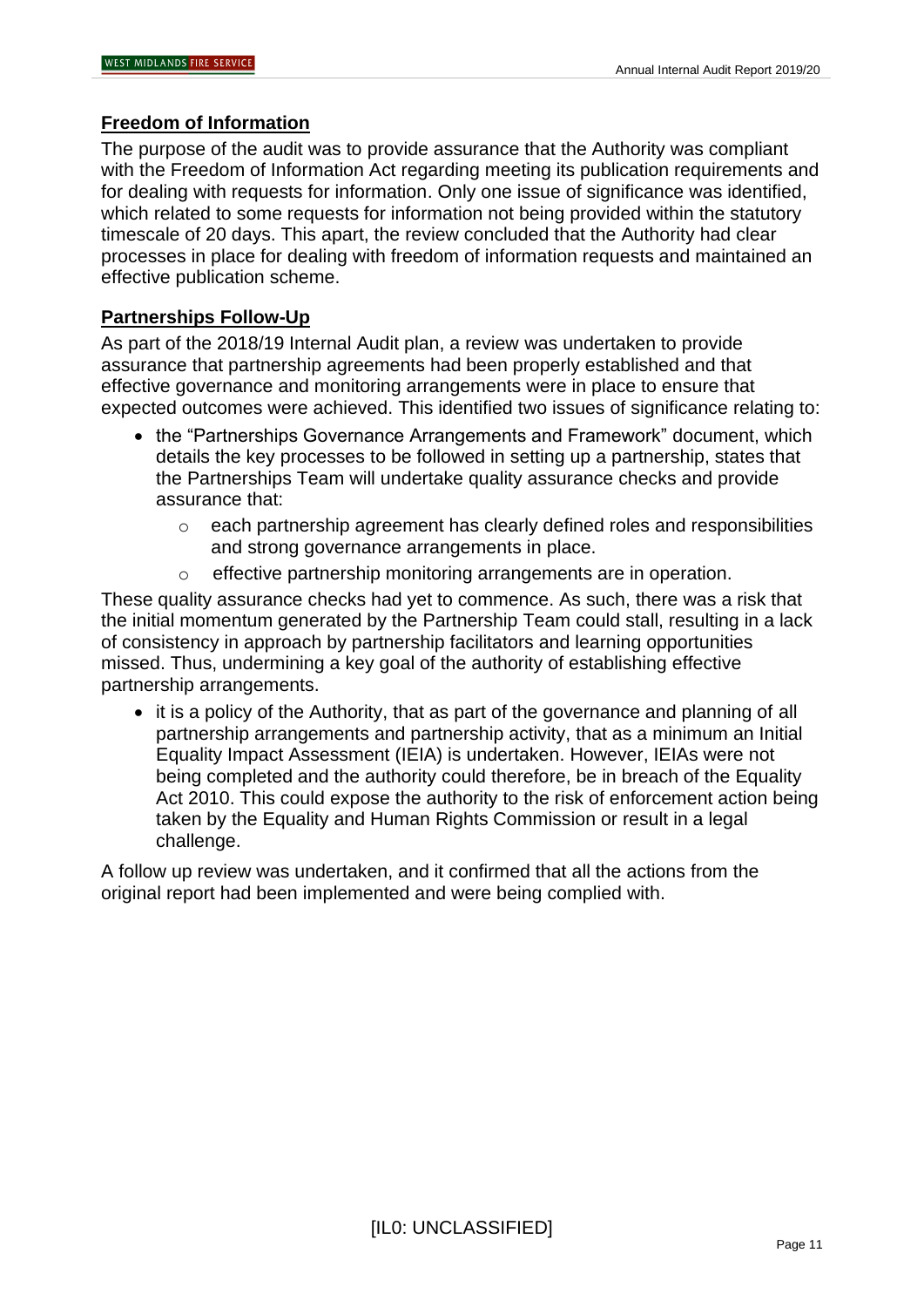## Freedom of Information

The purpose of the audit was to provide assurance that the Authority was compliant with the Freedom of Information Act regarding meeting its publication requirements and for dealing with requests for information. Only one issue of significance was identified, which related to some requests for information not being provided within the statutory timescale of 20 days. This apart, the review concluded that the Authority had clear processes in place for dealing with freedom of information requests and maintained an effective publication scheme.

## Partnerships Follow-Up

As part of the 2018/19 Internal Audit plan, a review was undertaken to provide assurance that partnership agreements had been properly established and that effective governance and monitoring arrangements were in place to ensure that expected outcomes were achieved. This identified two issues of significance relating to:

- the "Partnerships Governance Arrangements and Framework" document, which details the key processes to be followed in setting up a partnership, states that the Partnerships Team will undertake quality assurance checks and provide assurance that:
    - each partnership agreement has clearly defined roles and responsibilities and strong governance arrangements in place.
    - effective partnership monitoring arrangements are in operation.

These quality assurance checks had yet to commence. As such, there was a risk that the initial momentum generated by the Partnership Team could stall, resulting in a lack of consistency in approach by partnership facilitators and learning opportunities missed. Thus, undermining a key goal of the authority of establishing effective partnership arrangements.

- it is a policy of the Authority, that as part of the governance and planning of all partnership arrangements and partnership activity, that as a minimum an Initial Equality Impact Assessment (IEIA) is undertaken. However, IEIAs were not being completed and the authority could therefore, be in breach of the Equality Act 2010. This could expose the authority to the risk of enforcement action being taken by the Equality and Human Rights Commission or result in a legal challenge.

A follow up review was undertaken, and it confirmed that all the actions from the original report had been implemented and were being complied with.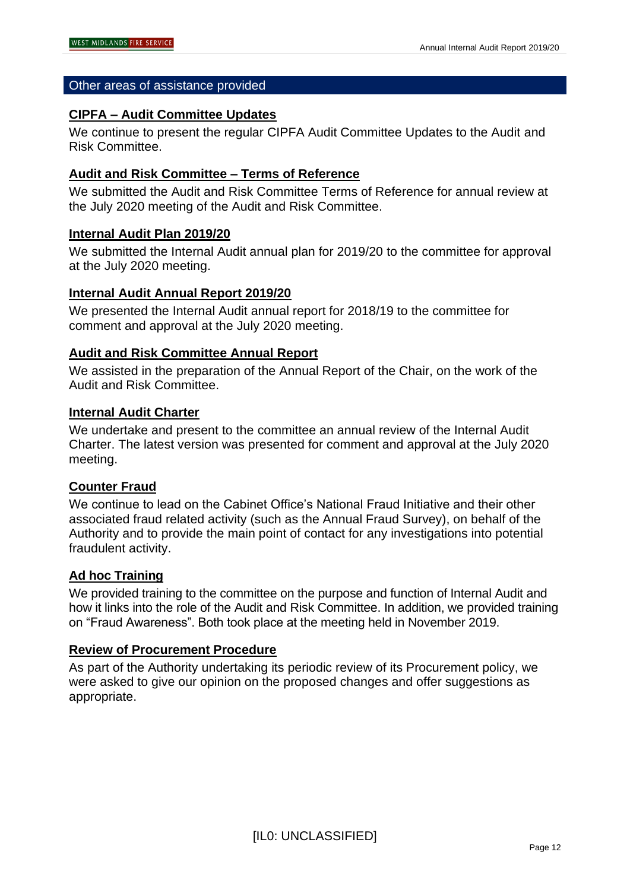## Other areas of assistance provided

### CIPFA – Audit Committee Updates

We continue to present the regular CIPFA Audit Committee Updates to the Audit and Risk Committee.

### Audit and Risk Committee – Terms of Reference

We submitted the Audit and Risk Committee Terms of Reference for annual review at the July 2020 meeting of the Audit and Risk Committee.

### Internal Audit Plan 2019/20

We submitted the Internal Audit annual plan for 2019/20 to the committee for approval at the July 2020 meeting.

### Internal Audit Annual Report 2019/20

We presented the Internal Audit annual report for 2018/19 to the committee for comment and approval at the July 2020 meeting.

### Audit and Risk Committee Annual Report

We assisted in the preparation of the Annual Report of the Chair, on the work of the Audit and Risk Committee.

### Internal Audit Charter

We undertake and present to the committee an annual review of the Internal Audit Charter. The latest version was presented for comment and approval at the July 2020 meeting.

### Counter Fraud

We continue to lead on the Cabinet Office's National Fraud Initiative and their other associated fraud related activity (such as the Annual Fraud Survey), on behalf of the Authority and to provide the main point of contact for any investigations into potential fraudulent activity.

### Ad hoc Training

We provided training to the committee on the purpose and function of Internal Audit and how it links into the role of the Audit and Risk Committee. In addition, we provided training on "Fraud Awareness". Both took place at the meeting held in November 2019.

### Review of Procurement Procedure

As part of the Authority undertaking its periodic review of its Procurement policy, we were asked to give our opinion on the proposed changes and offer suggestions as appropriate.

[IL0: UNCLASSIFIED]